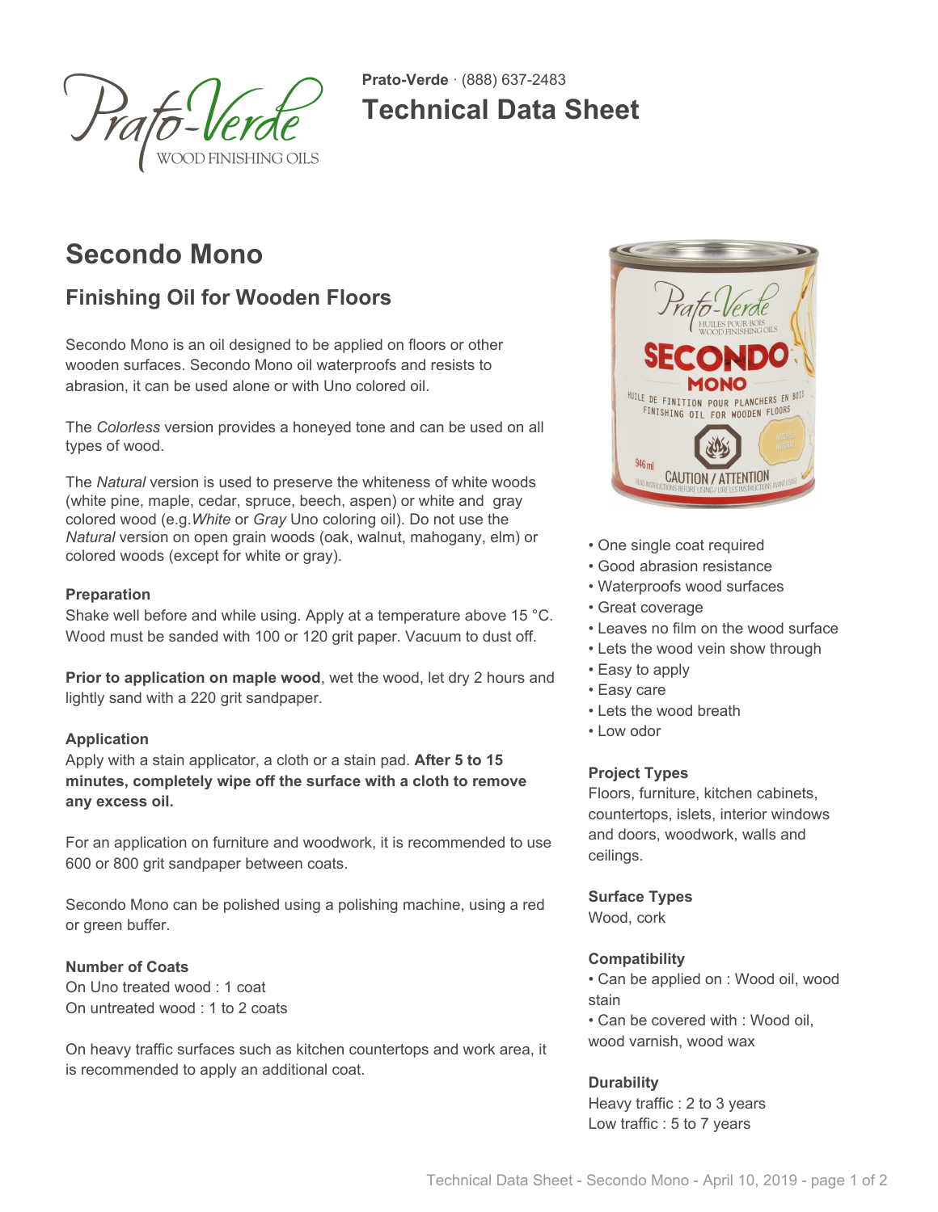**Prato-Verde** · (888) 637-2483

# Technical Data Sheet

## Secondo Mono

### Finishing Oil for Wooden Floors

Secondo Mono is an oil designed to be applied on floors or other wooden surfaces. Secondo Mono oil waterproofs and resists to abrasion, it can be used alone or with Uno colored oil.

The *Colorless* version provides a honeyed tone and can be used on all types of wood.

The *Natural* version is used to preserve the whiteness of white woods (white pine, maple, cedar, spruce, beech, aspen) or white and gray colored wood (e.g.*White* or *Gray* Uno coloring oil). Do not use the *Natural* version on open grain woods (oak, walnut, mahogany, elm) or colored woods (except for white or gray).

#### Preparation

Shake well before and while using. Apply at a temperature above 15 °C. Wood must be sanded with 100 or 120 grit paper. Vacuum to dust off.

**Prior to application on maple wood**, wet the wood, let dry 2 hours and lightly sand with a 220 grit sandpaper.

#### Application

Apply with a stain applicator, a cloth or a stain pad. **After 5 to 15 minutes, completely wipe off the surface with a cloth to remove any excess oil.**

For an application on furniture and woodwork, it is recommended to use 600 or 800 grit sandpaper between coats.

Secondo Mono can be polished using a polishing machine, using a red or green buffer.

#### Number of Coats

On Uno treated wood : 1 coat
On untreated wood : 1 to 2 coats

On heavy traffic surfaces such as kitchen countertops and work area, it is recommended to apply an additional coat.

- One single coat required
- Good abrasion resistance
- Waterproofs wood surfaces
- Great coverage
- Leaves no film on the wood surface
- Lets the wood vein show through
- Easy to apply
- Easy care
- Lets the wood breath
- Low odor

#### Project Types

Floors, furniture, kitchen cabinets, countertops, islets, interior windows and doors, woodwork, walls and ceilings.

#### Surface Types

Wood, cork

#### Compatibility

- Can be applied on : Wood oil, wood stain
- Can be covered with : Wood oil, wood varnish, wood wax

#### Durability

Heavy traffic : 2 to 3 years
Low traffic : 5 to 7 years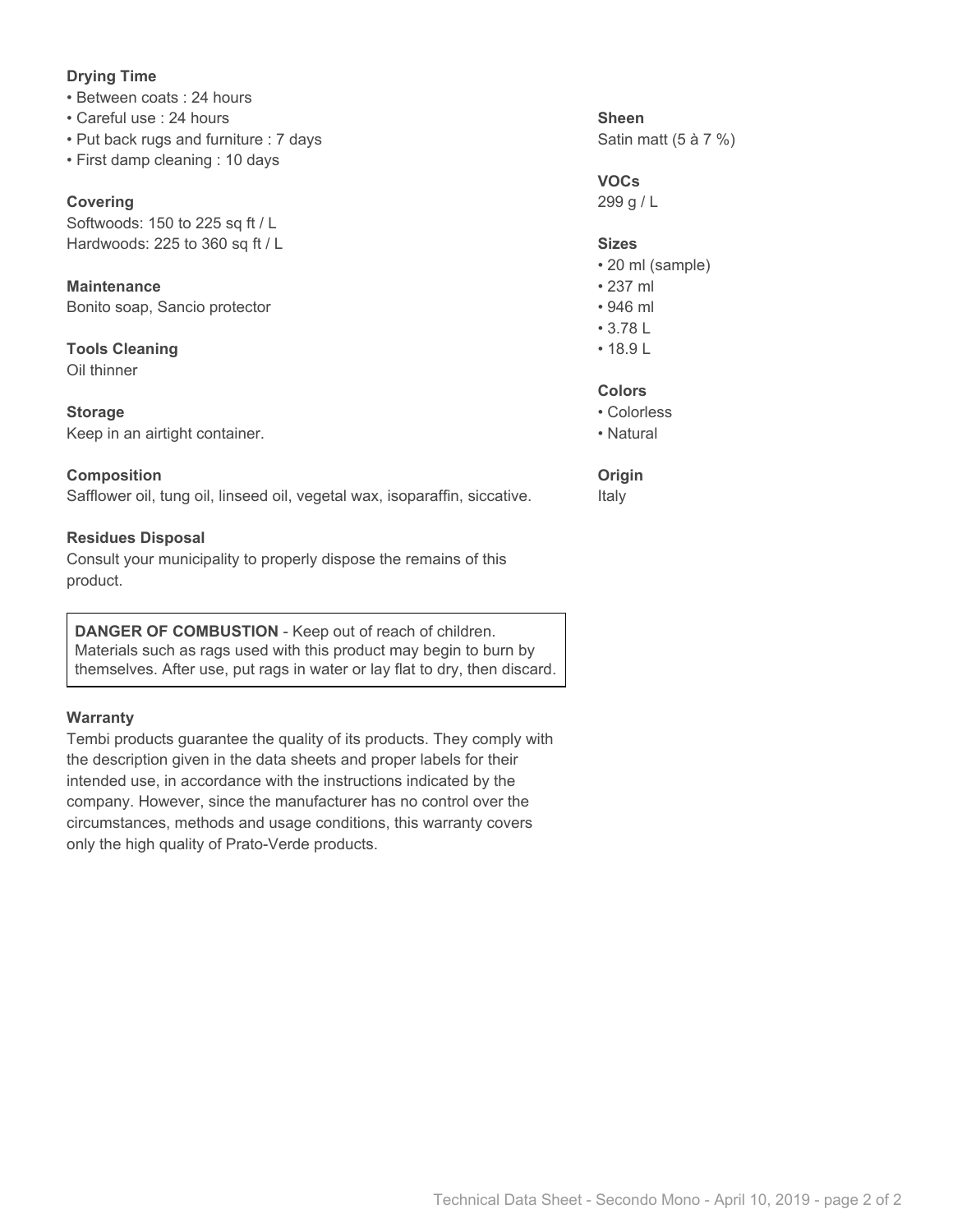**Drying Time**

- Between coats : 24 hours
- Careful use : 24 hours
- Put back rugs and furniture : 7 days
- First damp cleaning : 10 days

**Covering**

Softwoods: 150 to 225 sq ft / L
Hardwoods: 225 to 360 sq ft / L

**Maintenance**

Bonito soap, Sancio protector

**Tools Cleaning**

Oil thinner

**Storage**

Keep in an airtight container.

**Composition**

Safflower oil, tung oil, linseed oil, vegetal wax, isoparaffin, siccative.

**Residues Disposal**

Consult your municipality to properly dispose the remains of this product.

**DANGER OF COMBUSTION** - Keep out of reach of children. Materials such as rags used with this product may begin to burn by themselves. After use, put rags in water or lay flat to dry, then discard.

**Warranty**

Tembi products guarantee the quality of its products. They comply with the description given in the data sheets and proper labels for their intended use, in accordance with the instructions indicated by the company. However, since the manufacturer has no control over the circumstances, methods and usage conditions, this warranty covers only the high quality of Prato-Verde products.

**Sheen**

Satin matt (5 à 7 %)

**VOCs**

299 g / L

**Sizes**

- 20 ml (sample)
- 237 ml
- 946 ml
- 3.78 L
- 18.9 L

**Colors**

- Colorless
- Natural

**Origin**

Italy